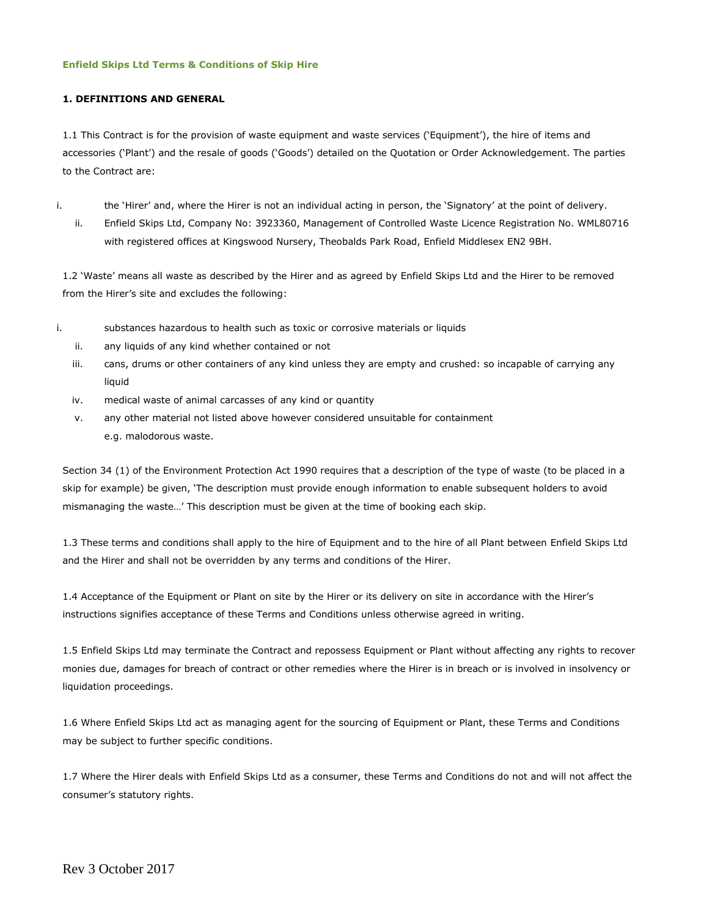**Enfield Skips Ltd Terms & Conditions of Skip Hire**

**1. DEFINITIONS AND GENERAL**

1.1 This Contract is for the provision of waste equipment and waste services ('Equipment'), the hire of items and accessories ('Plant') and the resale of goods ('Goods') detailed on the Quotation or Order Acknowledgement. The parties to the Contract are:

i. the 'Hirer' and, where the Hirer is not an individual acting in person, the 'Signatory' at the point of delivery.

ii. Enfield Skips Ltd, Company No: 3923360, Management of Controlled Waste Licence Registration No. WML80716 with registered offices at Kingswood Nursery, Theobalds Park Road, Enfield Middlesex EN2 9BH.

1.2 'Waste' means all waste as described by the Hirer and as agreed by Enfield Skips Ltd and the Hirer to be removed from the Hirer's site and excludes the following:

i. substances hazardous to health such as toxic or corrosive materials or liquids

ii. any liquids of any kind whether contained or not

iii. cans, drums or other containers of any kind unless they are empty and crushed: so incapable of carrying any liquid

iv. medical waste of animal carcasses of any kind or quantity

v. any other material not listed above however considered unsuitable for containment e.g. malodorous waste.

Section 34 (1) of the Environment Protection Act 1990 requires that a description of the type of waste (to be placed in a skip for example) be given, 'The description must provide enough information to enable subsequent holders to avoid mismanaging the waste…' This description must be given at the time of booking each skip.

1.3 These terms and conditions shall apply to the hire of Equipment and to the hire of all Plant between Enfield Skips Ltd and the Hirer and shall not be overridden by any terms and conditions of the Hirer.

1.4 Acceptance of the Equipment or Plant on site by the Hirer or its delivery on site in accordance with the Hirer's instructions signifies acceptance of these Terms and Conditions unless otherwise agreed in writing.

1.5 Enfield Skips Ltd may terminate the Contract and repossess Equipment or Plant without affecting any rights to recover monies due, damages for breach of contract or other remedies where the Hirer is in breach or is involved in insolvency or liquidation proceedings.

1.6 Where Enfield Skips Ltd act as managing agent for the sourcing of Equipment or Plant, these Terms and Conditions may be subject to further specific conditions.

1.7 Where the Hirer deals with Enfield Skips Ltd as a consumer, these Terms and Conditions do not and will not affect the consumer's statutory rights.

Rev 3 October 2017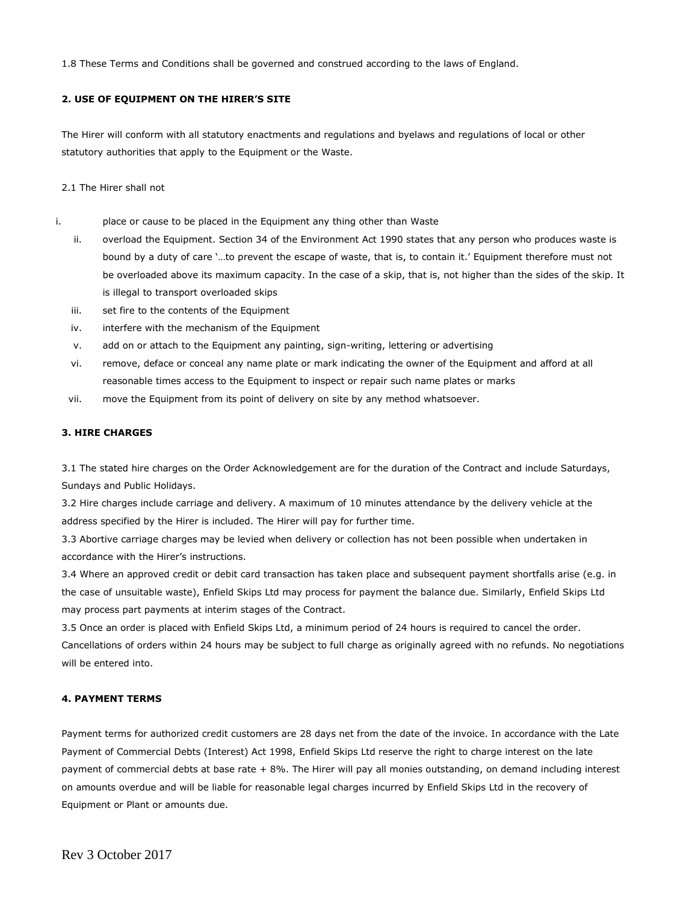1.8 These Terms and Conditions shall be governed and construed according to the laws of England.

### 2. USE OF EQUIPMENT ON THE HIRER'S SITE

The Hirer will conform with all statutory enactments and regulations and byelaws and regulations of local or other statutory authorities that apply to the Equipment or the Waste.

2.1 The Hirer shall not

i. place or cause to be placed in the Equipment any thing other than Waste
ii. overload the Equipment. Section 34 of the Environment Act 1990 states that any person who produces waste is bound by a duty of care '…to prevent the escape of waste, that is, to contain it.' Equipment therefore must not be overloaded above its maximum capacity. In the case of a skip, that is, not higher than the sides of the skip. It is illegal to transport overloaded skips
iii. set fire to the contents of the Equipment
iv. interfere with the mechanism of the Equipment
v. add on or attach to the Equipment any painting, sign-writing, lettering or advertising
vi. remove, deface or conceal any name plate or mark indicating the owner of the Equipment and afford at all reasonable times access to the Equipment to inspect or repair such name plates or marks
vii. move the Equipment from its point of delivery on site by any method whatsoever.

### 3. HIRE CHARGES

3.1 The stated hire charges on the Order Acknowledgement are for the duration of the Contract and include Saturdays, Sundays and Public Holidays.
3.2 Hire charges include carriage and delivery. A maximum of 10 minutes attendance by the delivery vehicle at the address specified by the Hirer is included. The Hirer will pay for further time.
3.3 Abortive carriage charges may be levied when delivery or collection has not been possible when undertaken in accordance with the Hirer's instructions.
3.4 Where an approved credit or debit card transaction has taken place and subsequent payment shortfalls arise (e.g. in the case of unsuitable waste), Enfield Skips Ltd may process for payment the balance due. Similarly, Enfield Skips Ltd may process part payments at interim stages of the Contract.
3.5 Once an order is placed with Enfield Skips Ltd, a minimum period of 24 hours is required to cancel the order. Cancellations of orders within 24 hours may be subject to full charge as originally agreed with no refunds. No negotiations will be entered into.

### 4. PAYMENT TERMS

Payment terms for authorized credit customers are 28 days net from the date of the invoice. In accordance with the Late Payment of Commercial Debts (Interest) Act 1998, Enfield Skips Ltd reserve the right to charge interest on the late payment of commercial debts at base rate + 8%. The Hirer will pay all monies outstanding, on demand including interest on amounts overdue and will be liable for reasonable legal charges incurred by Enfield Skips Ltd in the recovery of Equipment or Plant or amounts due.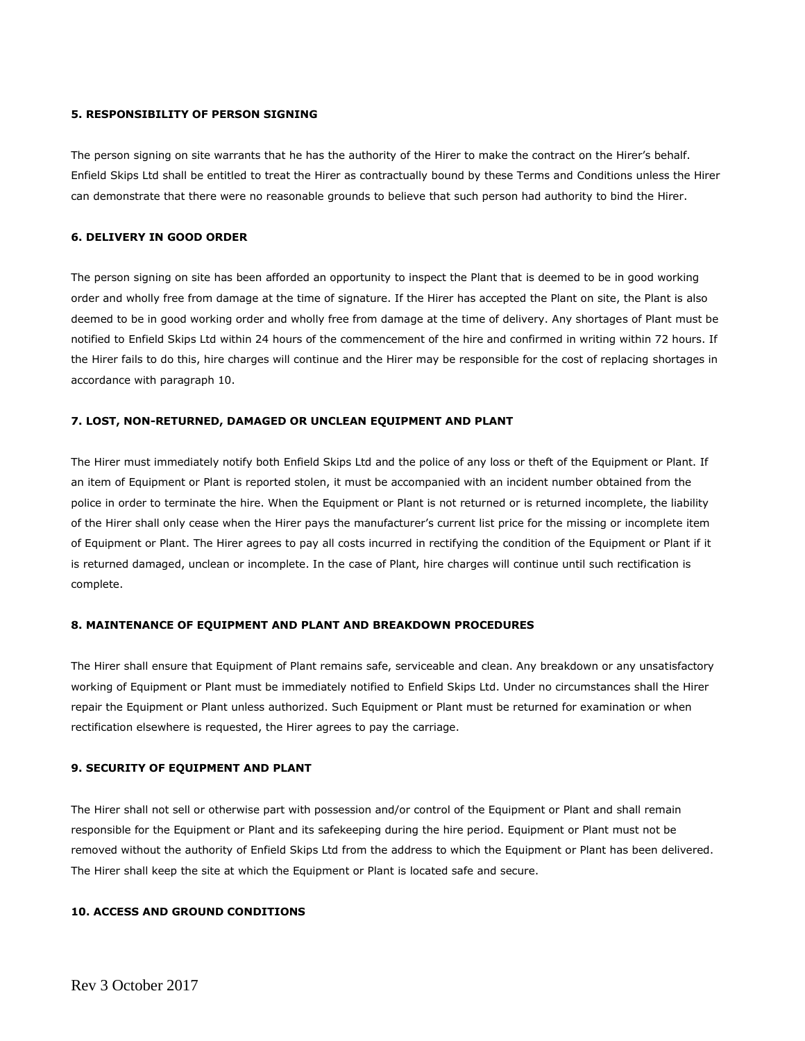**5. RESPONSIBILITY OF PERSON SIGNING**

The person signing on site warrants that he has the authority of the Hirer to make the contract on the Hirer's behalf. Enfield Skips Ltd shall be entitled to treat the Hirer as contractually bound by these Terms and Conditions unless the Hirer can demonstrate that there were no reasonable grounds to believe that such person had authority to bind the Hirer.

**6. DELIVERY IN GOOD ORDER**

The person signing on site has been afforded an opportunity to inspect the Plant that is deemed to be in good working order and wholly free from damage at the time of signature. If the Hirer has accepted the Plant on site, the Plant is also deemed to be in good working order and wholly free from damage at the time of delivery. Any shortages of Plant must be notified to Enfield Skips Ltd within 24 hours of the commencement of the hire and confirmed in writing within 72 hours. If the Hirer fails to do this, hire charges will continue and the Hirer may be responsible for the cost of replacing shortages in accordance with paragraph 10.

**7. LOST, NON-RETURNED, DAMAGED OR UNCLEAN EQUIPMENT AND PLANT**

The Hirer must immediately notify both Enfield Skips Ltd and the police of any loss or theft of the Equipment or Plant. If an item of Equipment or Plant is reported stolen, it must be accompanied with an incident number obtained from the police in order to terminate the hire. When the Equipment or Plant is not returned or is returned incomplete, the liability of the Hirer shall only cease when the Hirer pays the manufacturer's current list price for the missing or incomplete item of Equipment or Plant. The Hirer agrees to pay all costs incurred in rectifying the condition of the Equipment or Plant if it is returned damaged, unclean or incomplete. In the case of Plant, hire charges will continue until such rectification is complete.

**8. MAINTENANCE OF EQUIPMENT AND PLANT AND BREAKDOWN PROCEDURES**

The Hirer shall ensure that Equipment of Plant remains safe, serviceable and clean. Any breakdown or any unsatisfactory working of Equipment or Plant must be immediately notified to Enfield Skips Ltd. Under no circumstances shall the Hirer repair the Equipment or Plant unless authorized. Such Equipment or Plant must be returned for examination or when rectification elsewhere is requested, the Hirer agrees to pay the carriage.

**9. SECURITY OF EQUIPMENT AND PLANT**

The Hirer shall not sell or otherwise part with possession and/or control of the Equipment or Plant and shall remain responsible for the Equipment or Plant and its safekeeping during the hire period. Equipment or Plant must not be removed without the authority of Enfield Skips Ltd from the address to which the Equipment or Plant has been delivered. The Hirer shall keep the site at which the Equipment or Plant is located safe and secure.

**10. ACCESS AND GROUND CONDITIONS**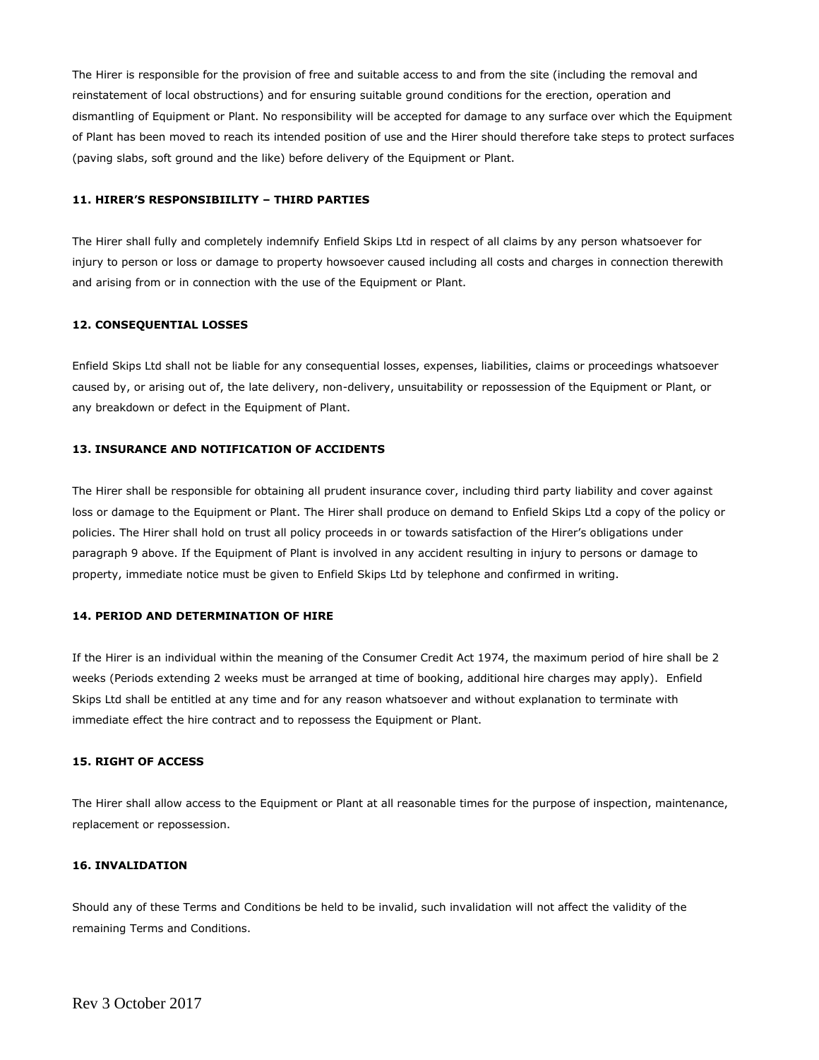The Hirer is responsible for the provision of free and suitable access to and from the site (including the removal and reinstatement of local obstructions) and for ensuring suitable ground conditions for the erection, operation and dismantling of Equipment or Plant. No responsibility will be accepted for damage to any surface over which the Equipment of Plant has been moved to reach its intended position of use and the Hirer should therefore take steps to protect surfaces (paving slabs, soft ground and the like) before delivery of the Equipment or Plant.

**11. HIRER'S RESPONSIBIILITY – THIRD PARTIES**

The Hirer shall fully and completely indemnify Enfield Skips Ltd in respect of all claims by any person whatsoever for injury to person or loss or damage to property howsoever caused including all costs and charges in connection therewith and arising from or in connection with the use of the Equipment or Plant.

**12. CONSEQUENTIAL LOSSES**

Enfield Skips Ltd shall not be liable for any consequential losses, expenses, liabilities, claims or proceedings whatsoever caused by, or arising out of, the late delivery, non-delivery, unsuitability or repossession of the Equipment or Plant, or any breakdown or defect in the Equipment of Plant.

**13. INSURANCE AND NOTIFICATION OF ACCIDENTS**

The Hirer shall be responsible for obtaining all prudent insurance cover, including third party liability and cover against loss or damage to the Equipment or Plant. The Hirer shall produce on demand to Enfield Skips Ltd a copy of the policy or policies. The Hirer shall hold on trust all policy proceeds in or towards satisfaction of the Hirer's obligations under paragraph 9 above. If the Equipment of Plant is involved in any accident resulting in injury to persons or damage to property, immediate notice must be given to Enfield Skips Ltd by telephone and confirmed in writing.

**14. PERIOD AND DETERMINATION OF HIRE**

If the Hirer is an individual within the meaning of the Consumer Credit Act 1974, the maximum period of hire shall be 2 weeks (Periods extending 2 weeks must be arranged at time of booking, additional hire charges may apply). Enfield Skips Ltd shall be entitled at any time and for any reason whatsoever and without explanation to terminate with immediate effect the hire contract and to repossess the Equipment or Plant.

**15. RIGHT OF ACCESS**

The Hirer shall allow access to the Equipment or Plant at all reasonable times for the purpose of inspection, maintenance, replacement or repossession.

**16. INVALIDATION**

Should any of these Terms and Conditions be held to be invalid, such invalidation will not affect the validity of the remaining Terms and Conditions.

Rev 3 October 2017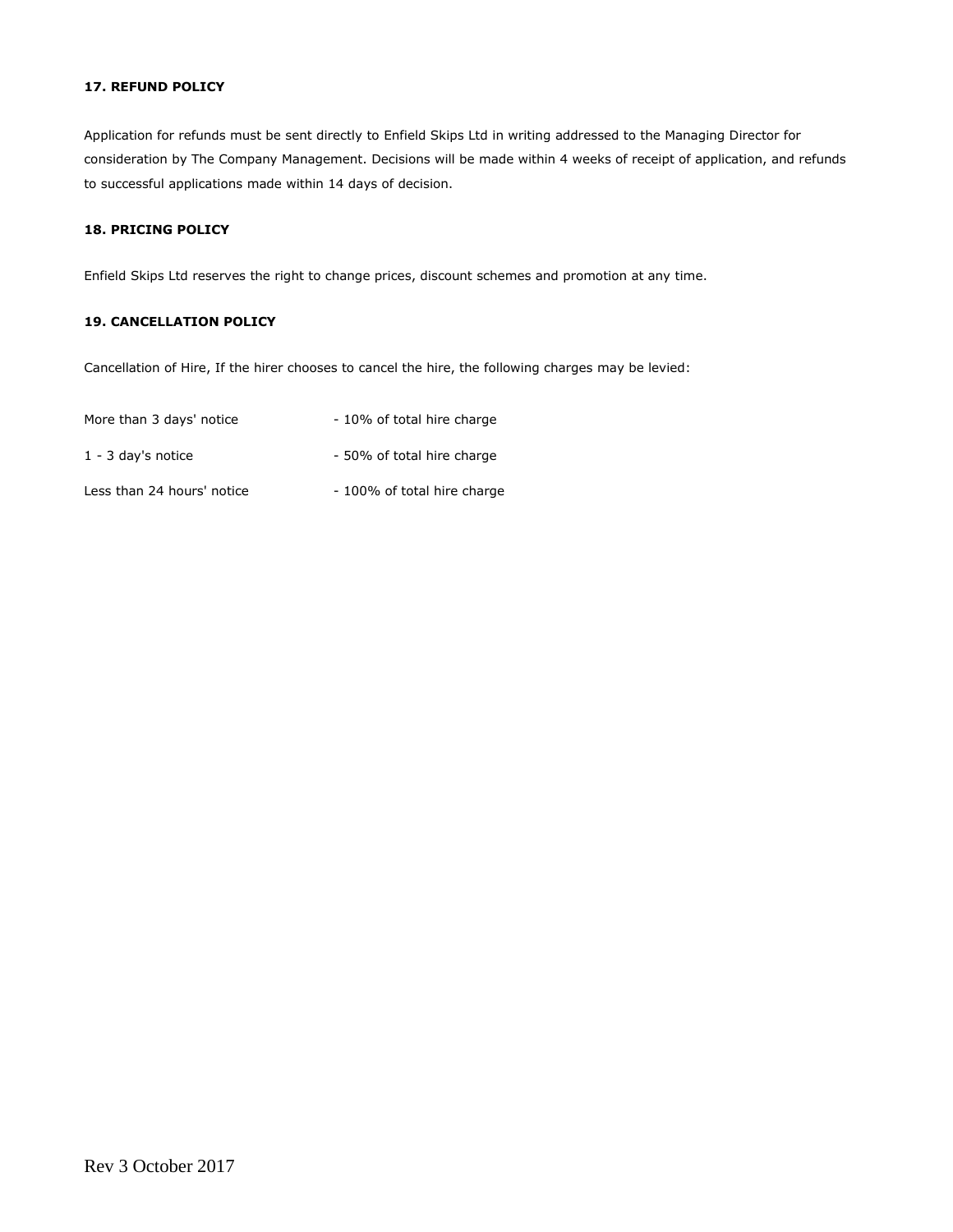#### 17. REFUND POLICY

Application for refunds must be sent directly to Enfield Skips Ltd in writing addressed to the Managing Director for consideration by The Company Management. Decisions will be made within 4 weeks of receipt of application, and refunds to successful applications made within 14 days of decision.

#### 18. PRICING POLICY

Enfield Skips Ltd reserves the right to change prices, discount schemes and promotion at any time.

#### 19. CANCELLATION POLICY

Cancellation of Hire, If the hirer chooses to cancel the hire, the following charges may be levied:

| | |
|---|---|
| More than 3 days' notice | - 10% of total hire charge |
| 1 - 3 day's notice | - 50% of total hire charge |
| Less than 24 hours' notice | - 100% of total hire charge |

Rev 3 October 2017